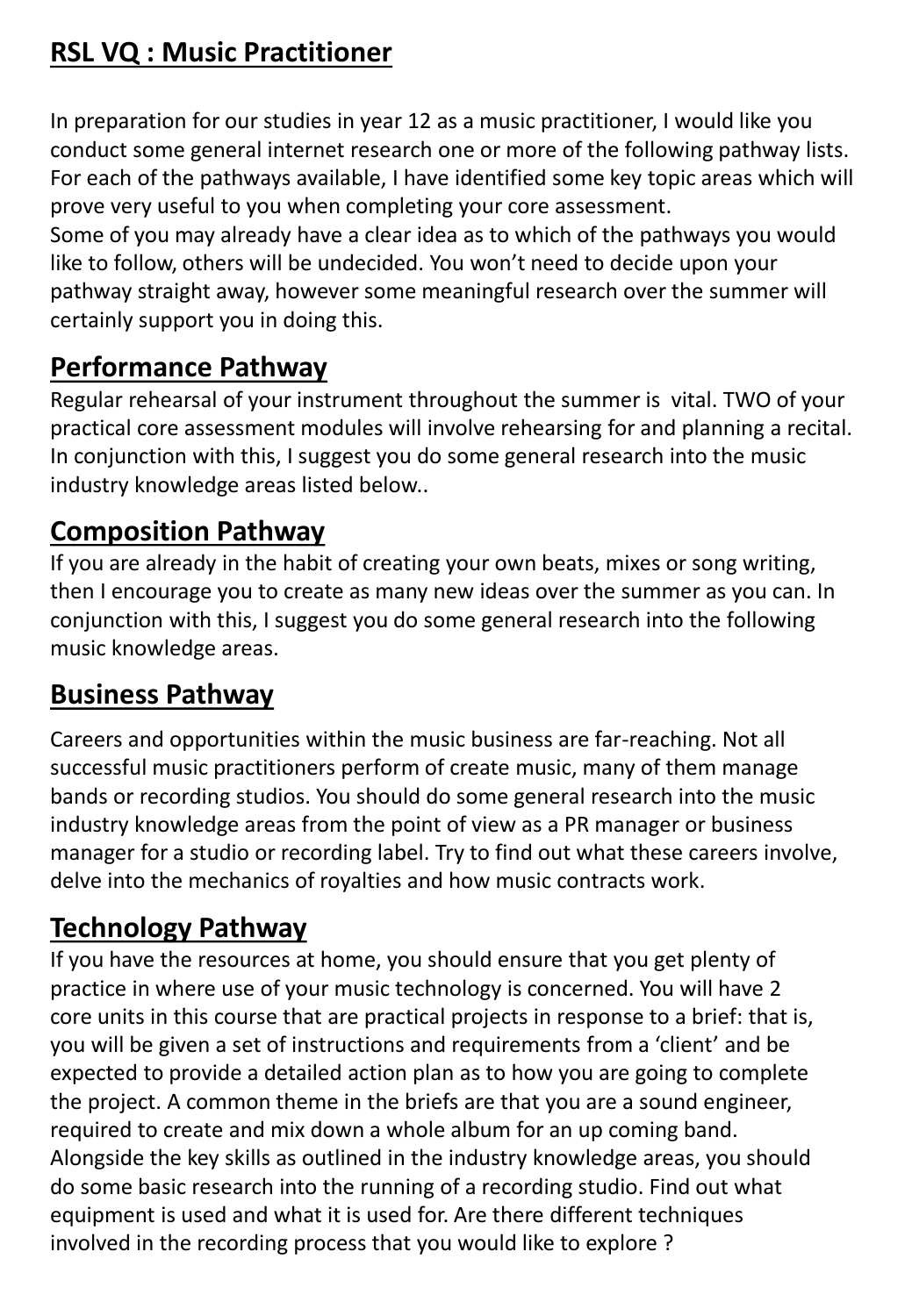# RSL VQ : Music Practitioner

In preparation for our studies in year 12 as a music practitioner, I would like you conduct some general internet research one or more of the following pathway lists. For each of the pathways available, I have identified some key topic areas which will prove very useful to you when completing your core assessment.
Some of you may already have a clear idea as to which of the pathways you would like to follow, others will be undecided. You won't need to decide upon your pathway straight away, however some meaningful research over the summer will certainly support you in doing this.

## Performance Pathway

Regular rehearsal of your instrument throughout the summer is  vital. TWO of your practical core assessment modules will involve rehearsing for and planning a recital. In conjunction with this, I suggest you do some general research into the music industry knowledge areas listed below..

## Composition Pathway

If you are already in the habit of creating your own beats, mixes or song writing, then I encourage you to create as many new ideas over the summer as you can. In conjunction with this, I suggest you do some general research into the following music knowledge areas.

## Business Pathway

Careers and opportunities within the music business are far-reaching. Not all successful music practitioners perform of create music, many of them manage bands or recording studios. You should do some general research into the music industry knowledge areas from the point of view as a PR manager or business manager for a studio or recording label. Try to find out what these careers involve, delve into the mechanics of royalties and how music contracts work.

## Technology Pathway

If you have the resources at home, you should ensure that you get plenty of practice in where use of your music technology is concerned. You will have 2 core units in this course that are practical projects in response to a brief: that is, you will be given a set of instructions and requirements from a 'client' and be expected to provide a detailed action plan as to how you are going to complete the project. A common theme in the briefs are that you are a sound engineer, required to create and mix down a whole album for an up coming band. Alongside the key skills as outlined in the industry knowledge areas, you should do some basic research into the running of a recording studio. Find out what equipment is used and what it is used for. Are there different techniques involved in the recording process that you would like to explore ?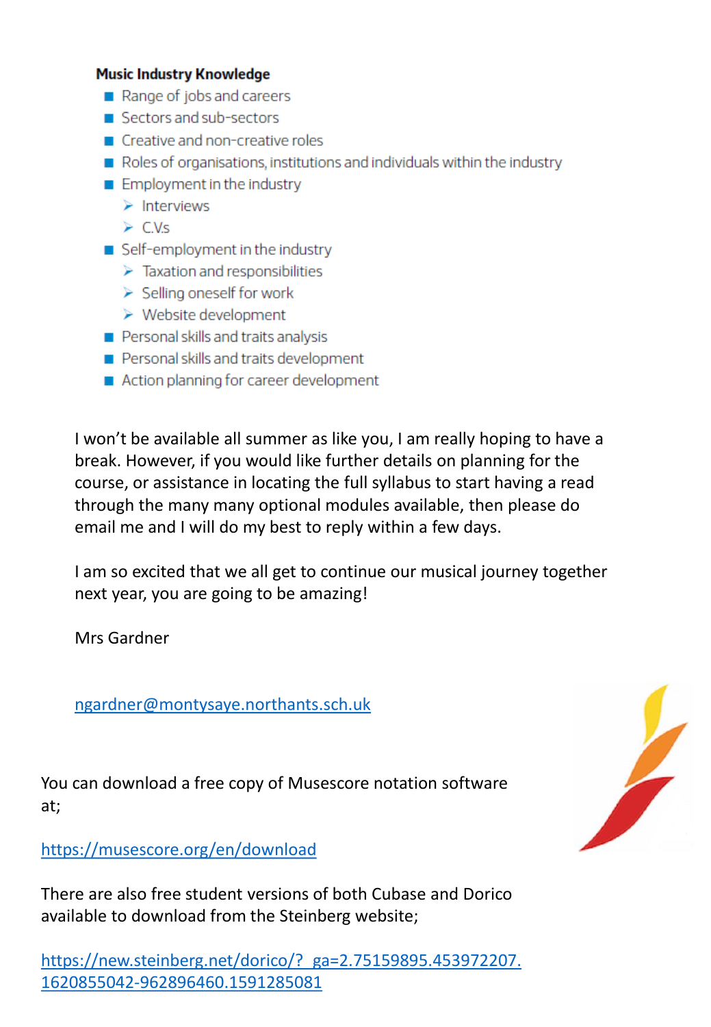**Music Industry Knowledge**

- Range of jobs and careers
- Sectors and sub-sectors
- Creative and non-creative roles
- Roles of organisations, institutions and individuals within the industry
- Employment in the industry
  - Interviews
  - C.Vs
- Self-employment in the industry
  - Taxation and responsibilities
  - Selling oneself for work
  - Website development
- Personal skills and traits analysis
- Personal skills and traits development
- Action planning for career development

I won't be available all summer as like you, I am really hoping to have a break. However, if you would like further details on planning for the course, or assistance in locating the full syllabus to start having a read through the many many optional modules available, then please do email me and I will do my best to reply within a few days.

I am so excited that we all get to continue our musical journey together next year, you are going to be amazing!

Mrs Gardner

ngardner@montysaye.northants.sch.uk

You can download a free copy of Musescore notation software at;

https://musescore.org/en/download

There are also free student versions of both Cubase and Dorico available to download from the Steinberg website;

https://new.steinberg.net/dorico/?_ga=2.75159895.453972207.1620855042-962896460.1591285081